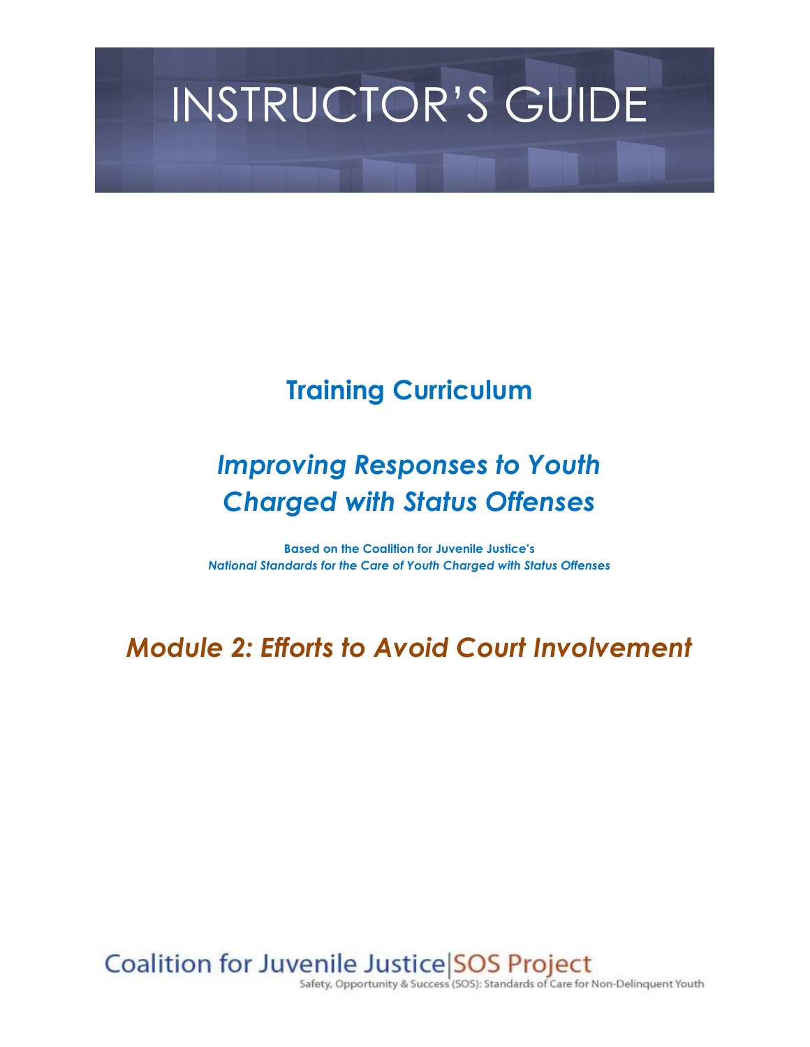# INSTRUCTOR'S GUIDE

## Training Curriculum

## *Improving Responses to Youth Charged with Status Offenses*

**Based on the Coalition for Juvenile Justice's**
***National Standards for the Care of Youth Charged with Status Offenses***

## *Module 2: Efforts to Avoid Court Involvement*

Coalition for Juvenile Justice|SOS Project
Safety, Opportunity & Success (SOS): Standards of Care for Non-Delinquent Youth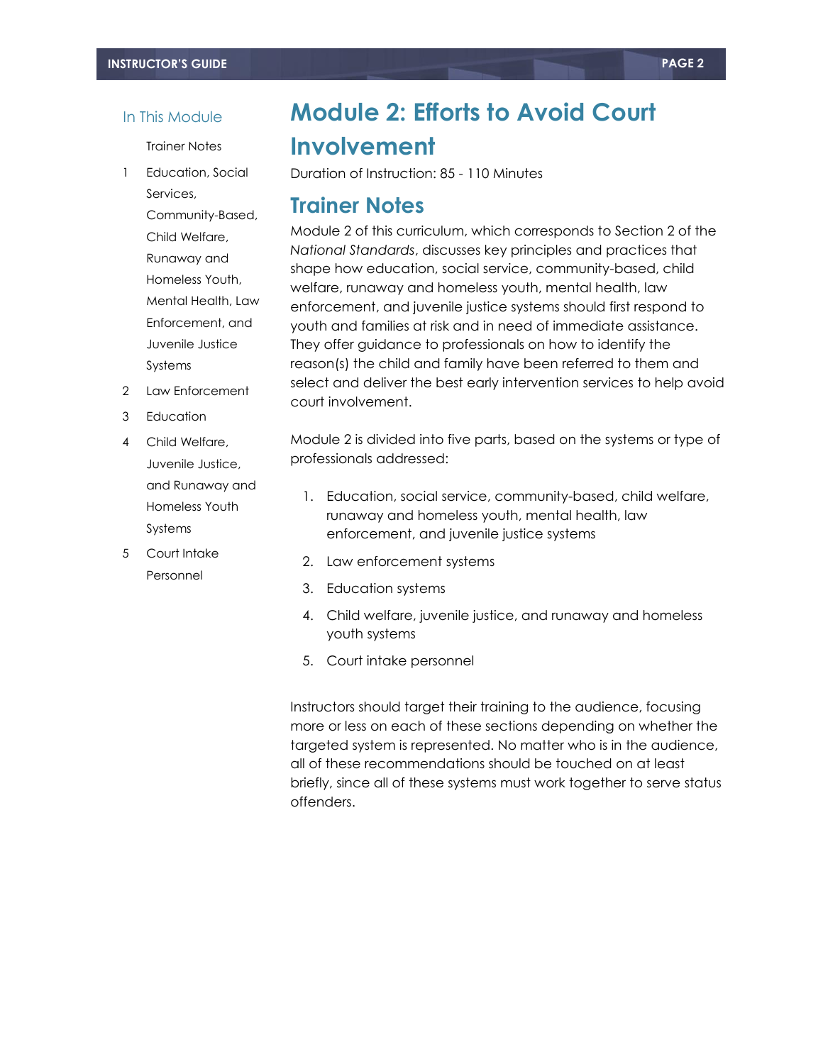## In This Module

Trainer Notes

1. Education, Social Services, Community-Based, Child Welfare, Runaway and Homeless Youth, Mental Health, Law Enforcement, and Juvenile Justice Systems
2. Law Enforcement
3. Education
4. Child Welfare, Juvenile Justice, and Runaway and Homeless Youth Systems
5. Court Intake Personnel

# Module 2: Efforts to Avoid Court Involvement

Duration of Instruction: 85 - 110 Minutes

## Trainer Notes

Module 2 of this curriculum, which corresponds to Section 2 of the *National Standards*, discusses key principles and practices that shape how education, social service, community-based, child welfare, runaway and homeless youth, mental health, law enforcement, and juvenile justice systems should first respond to youth and families at risk and in need of immediate assistance. They offer guidance to professionals on how to identify the reason(s) the child and family have been referred to them and select and deliver the best early intervention services to help avoid court involvement.

Module 2 is divided into five parts, based on the systems or type of professionals addressed:

1. Education, social service, community-based, child welfare, runaway and homeless youth, mental health, law enforcement, and juvenile justice systems
2. Law enforcement systems
3. Education systems
4. Child welfare, juvenile justice, and runaway and homeless youth systems
5. Court intake personnel

Instructors should target their training to the audience, focusing more or less on each of these sections depending on whether the targeted system is represented. No matter who is in the audience, all of these recommendations should be touched on at least briefly, since all of these systems must work together to serve status offenders.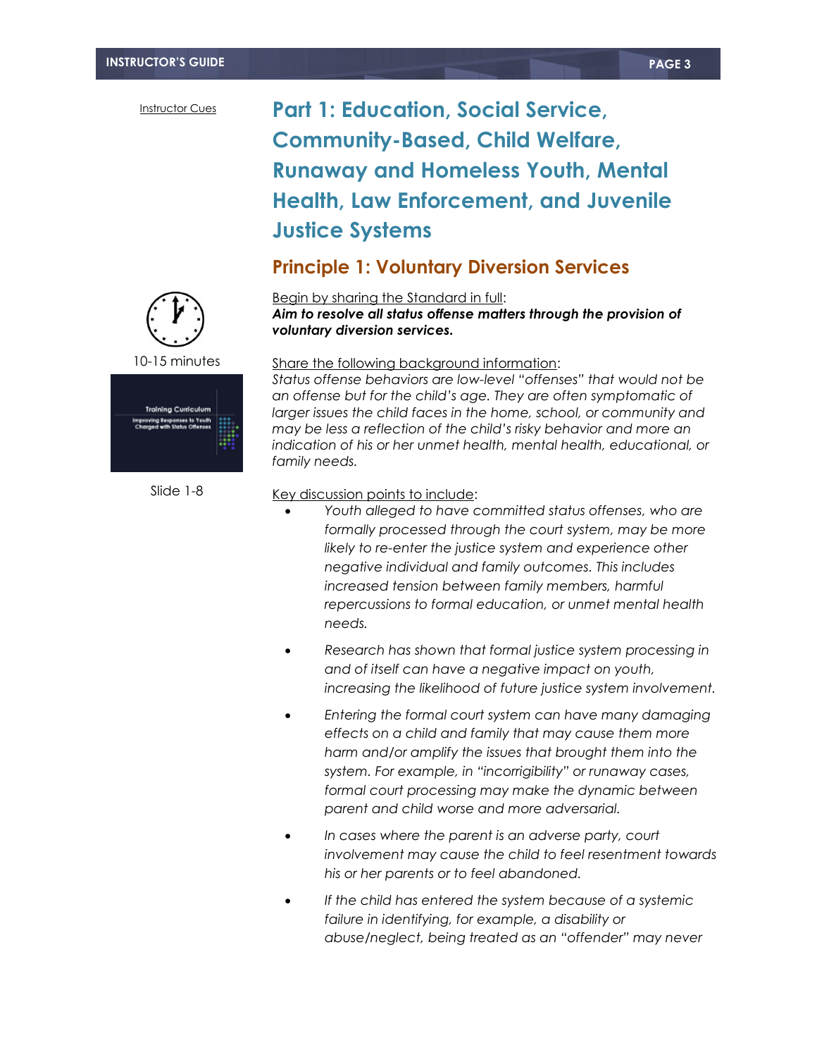Instructor Cues

10-15 minutes

Slide 1-8

# Part 1: Education, Social Service, Community-Based, Child Welfare, Runaway and Homeless Youth, Mental Health, Law Enforcement, and Juvenile Justice Systems

## Principle 1: Voluntary Diversion Services

Begin by sharing the Standard in full:
***Aim to resolve all status offense matters through the provision of voluntary diversion services.***

Share the following background information:
*Status offense behaviors are low-level "offenses" that would not be an offense but for the child's age. They are often symptomatic of larger issues the child faces in the home, school, or community and may be less a reflection of the child's risky behavior and more an indication of his or her unmet health, mental health, educational, or family needs.*

Key discussion points to include:

- *Youth alleged to have committed status offenses, who are formally processed through the court system, may be more likely to re-enter the justice system and experience other negative individual and family outcomes. This includes increased tension between family members, harmful repercussions to formal education, or unmet mental health needs.*
- *Research has shown that formal justice system processing in and of itself can have a negative impact on youth, increasing the likelihood of future justice system involvement.*
- *Entering the formal court system can have many damaging effects on a child and family that may cause them more harm and/or amplify the issues that brought them into the system. For example, in "incorrigibility" or runaway cases, formal court processing may make the dynamic between parent and child worse and more adversarial.*
- *In cases where the parent is an adverse party, court involvement may cause the child to feel resentment towards his or her parents or to feel abandoned.*
- *If the child has entered the system because of a systemic failure in identifying, for example, a disability or abuse/neglect, being treated as an "offender" may never*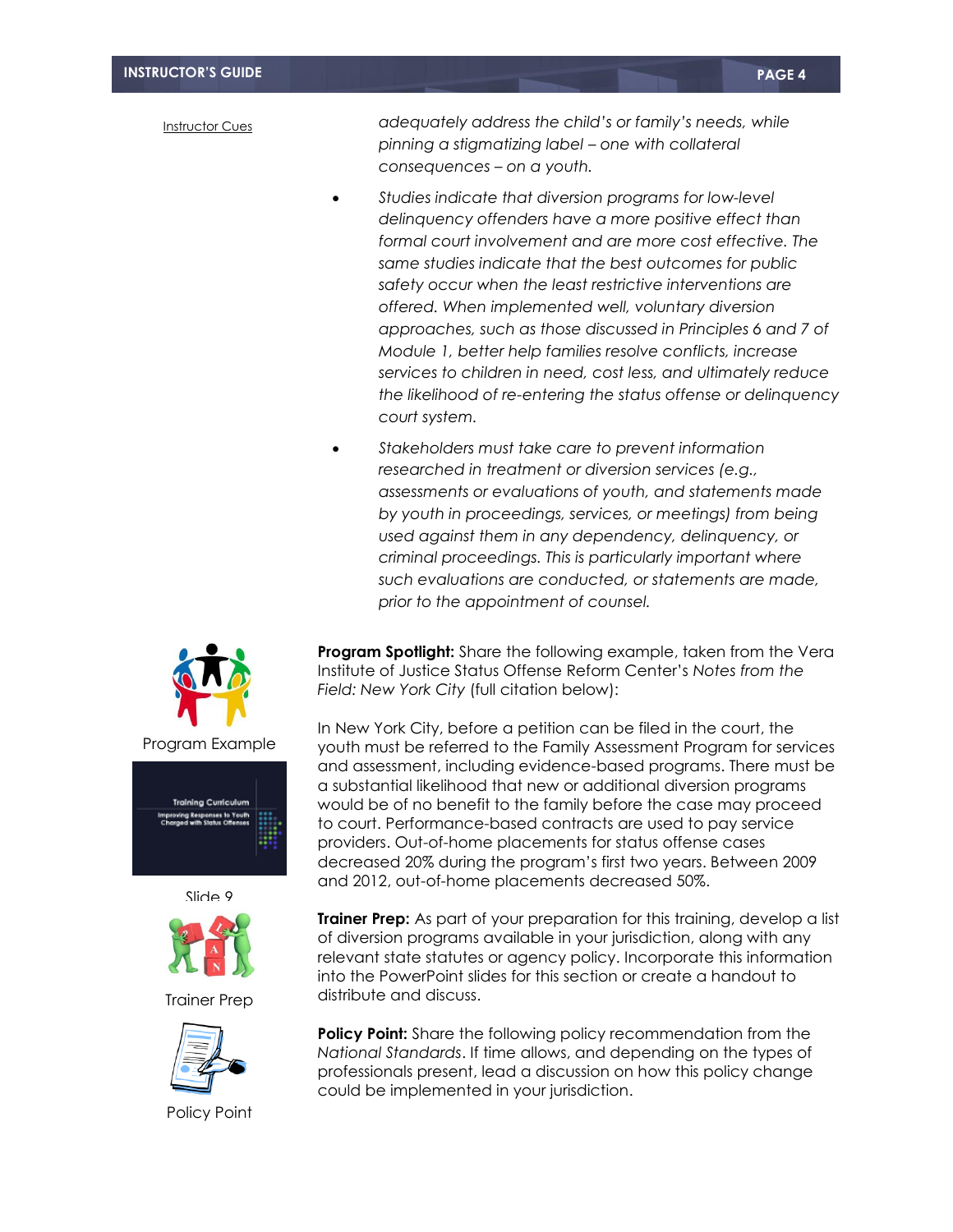Instructor Cues

*adequately address the child's or family's needs, while pinning a stigmatizing label – one with collateral consequences – on a youth.*

- *Studies indicate that diversion programs for low-level delinquency offenders have a more positive effect than formal court involvement and are more cost effective. The same studies indicate that the best outcomes for public safety occur when the least restrictive interventions are offered. When implemented well, voluntary diversion approaches, such as those discussed in Principles 6 and 7 of Module 1, better help families resolve conflicts, increase services to children in need, cost less, and ultimately reduce the likelihood of re-entering the status offense or delinquency court system.*
- *Stakeholders must take care to prevent information researched in treatment or diversion services (e.g., assessments or evaluations of youth, and statements made by youth in proceedings, services, or meetings) from being used against them in any dependency, delinquency, or criminal proceedings. This is particularly important where such evaluations are conducted, or statements are made, prior to the appointment of counsel.*

Program Example

**Program Spotlight:** Share the following example, taken from the Vera Institute of Justice Status Offense Reform Center's *Notes from the Field: New York City* (full citation below):

In New York City, before a petition can be filed in the court, the youth must be referred to the Family Assessment Program for services and assessment, including evidence-based programs. There must be a substantial likelihood that new or additional diversion programs would be of no benefit to the family before the case may proceed to court. Performance-based contracts are used to pay service providers. Out-of-home placements for status offense cases decreased 20% during the program's first two years. Between 2009 and 2012, out-of-home placements decreased 50%.

Slide 9

Trainer Prep

**Trainer Prep:** As part of your preparation for this training, develop a list of diversion programs available in your jurisdiction, along with any relevant state statutes or agency policy. Incorporate this information into the PowerPoint slides for this section or create a handout to distribute and discuss.

Policy Point

**Policy Point:** Share the following policy recommendation from the *National Standards*. If time allows, and depending on the types of professionals present, lead a discussion on how this policy change could be implemented in your jurisdiction.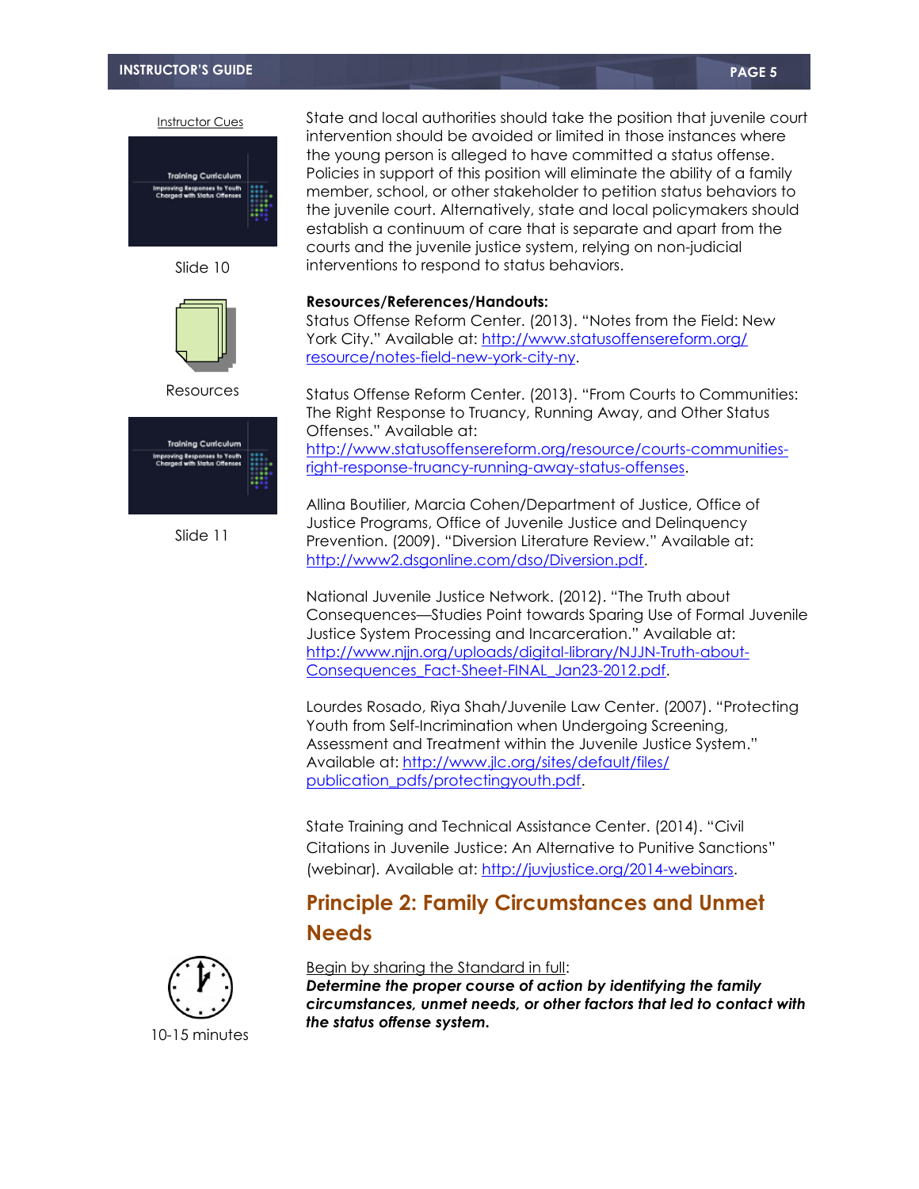Instructor Cues

Slide 10

State and local authorities should take the position that juvenile court intervention should be avoided or limited in those instances where the young person is alleged to have committed a status offense. Policies in support of this position will eliminate the ability of a family member, school, or other stakeholder to petition status behaviors to the juvenile court. Alternatively, state and local policymakers should establish a continuum of care that is separate and apart from the courts and the juvenile justice system, relying on non-judicial interventions to respond to status behaviors.

Resources

**Resources/References/Handouts:**

Status Offense Reform Center. (2013). "Notes from the Field: New York City." Available at: http://www.statusoffensereform.org/resource/notes-field-new-york-city-ny.

Status Offense Reform Center. (2013). "From Courts to Communities: The Right Response to Truancy, Running Away, and Other Status Offenses." Available at: http://www.statusoffensereform.org/resource/courts-communities-right-response-truancy-running-away-status-offenses.

Slide 11

Allina Boutilier, Marcia Cohen/Department of Justice, Office of Justice Programs, Office of Juvenile Justice and Delinquency Prevention. (2009). "Diversion Literature Review." Available at: http://www2.dsgonline.com/dso/Diversion.pdf.

National Juvenile Justice Network. (2012). "The Truth about Consequences—Studies Point towards Sparing Use of Formal Juvenile Justice System Processing and Incarceration." Available at: http://www.njjn.org/uploads/digital-library/NJJN-Truth-about-Consequences_Fact-Sheet-FINAL_Jan23-2012.pdf.

Lourdes Rosado, Riya Shah/Juvenile Law Center. (2007). "Protecting Youth from Self-Incrimination when Undergoing Screening, Assessment and Treatment within the Juvenile Justice System." Available at: http://www.jlc.org/sites/default/files/publication_pdfs/protectingyouth.pdf.

State Training and Technical Assistance Center. (2014). "Civil Citations in Juvenile Justice: An Alternative to Punitive Sanctions" (webinar). Available at: http://juvjustice.org/2014-webinars.

## Principle 2: Family Circumstances and Unmet Needs

10-15 minutes

Begin by sharing the Standard in full:

***Determine the proper course of action by identifying the family circumstances, unmet needs, or other factors that led to contact with the status offense system.***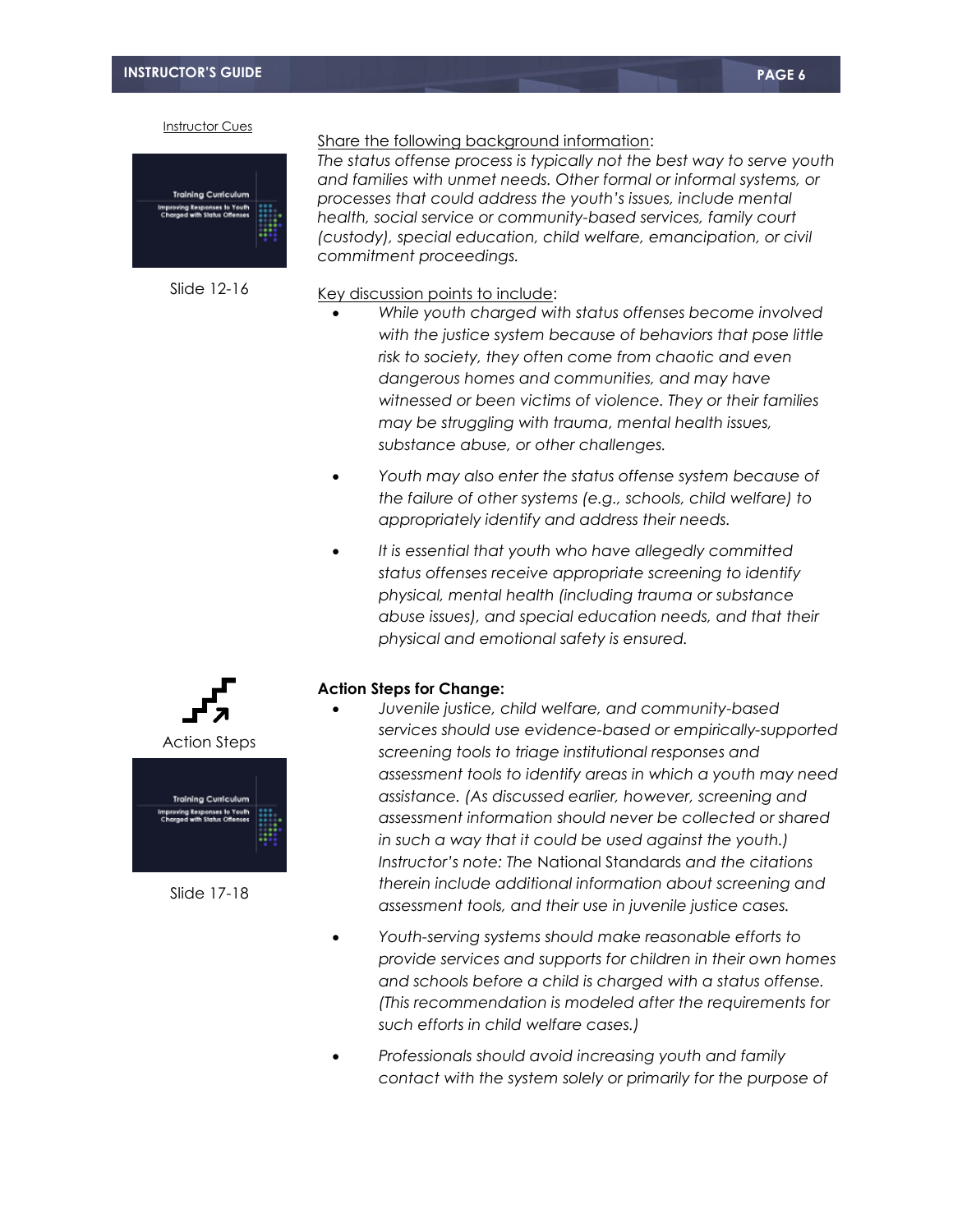Instructor Cues

Slide 12-16

Share the following background information:

*The status offense process is typically not the best way to serve youth and families with unmet needs. Other formal or informal systems, or processes that could address the youth's issues, include mental health, social service or community-based services, family court (custody), special education, child welfare, emancipation, or civil commitment proceedings.*

Key discussion points to include:

- *While youth charged with status offenses become involved with the justice system because of behaviors that pose little risk to society, they often come from chaotic and even dangerous homes and communities, and may have witnessed or been victims of violence. They or their families may be struggling with trauma, mental health issues, substance abuse, or other challenges.*
- *Youth may also enter the status offense system because of the failure of other systems (e.g., schools, child welfare) to appropriately identify and address their needs.*
- *It is essential that youth who have allegedly committed status offenses receive appropriate screening to identify physical, mental health (including trauma or substance abuse issues), and special education needs, and that their physical and emotional safety is ensured.*

Action Steps

Slide 17-18

**Action Steps for Change:**

- *Juvenile justice, child welfare, and community-based services should use evidence-based or empirically-supported screening tools to triage institutional responses and assessment tools to identify areas in which a youth may need assistance. (As discussed earlier, however, screening and assessment information should never be collected or shared in such a way that it could be used against the youth.) Instructor's note: The* National Standards *and the citations therein include additional information about screening and assessment tools, and their use in juvenile justice cases.*
- *Youth-serving systems should make reasonable efforts to provide services and supports for children in their own homes and schools before a child is charged with a status offense. (This recommendation is modeled after the requirements for such efforts in child welfare cases.)*
- *Professionals should avoid increasing youth and family contact with the system solely or primarily for the purpose of*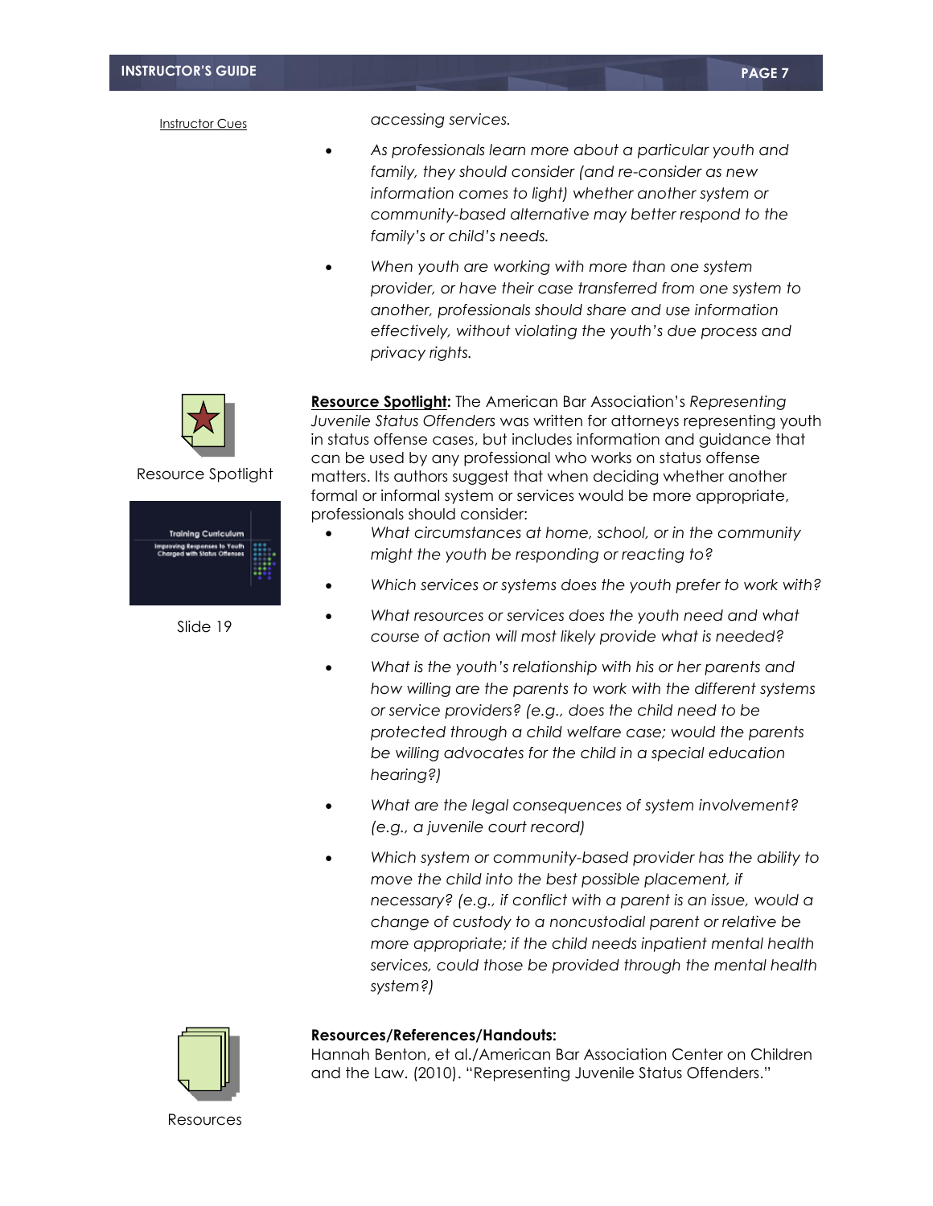Instructor Cues

*accessing services.*

- *As professionals learn more about a particular youth and family, they should consider (and re-consider as new information comes to light) whether another system or community-based alternative may better respond to the family's or child's needs.*
- *When youth are working with more than one system provider, or have their case transferred from one system to another, professionals should share and use information effectively, without violating the youth's due process and privacy rights.*

Resource Spotlight

Slide 19

**Resource Spotlight:** The American Bar Association's *Representing Juvenile Status Offenders* was written for attorneys representing youth in status offense cases, but includes information and guidance that can be used by any professional who works on status offense matters. Its authors suggest that when deciding whether another formal or informal system or services would be more appropriate, professionals should consider:

- *What circumstances at home, school, or in the community might the youth be responding or reacting to?*
- *Which services or systems does the youth prefer to work with?*
- *What resources or services does the youth need and what course of action will most likely provide what is needed?*
- *What is the youth's relationship with his or her parents and how willing are the parents to work with the different systems or service providers? (e.g., does the child need to be protected through a child welfare case; would the parents be willing advocates for the child in a special education hearing?)*
- *What are the legal consequences of system involvement? (e.g., a juvenile court record)*
- *Which system or community-based provider has the ability to move the child into the best possible placement, if necessary? (e.g., if conflict with a parent is an issue, would a change of custody to a noncustodial parent or relative be more appropriate; if the child needs inpatient mental health services, could those be provided through the mental health system?)*

Resources

**Resources/References/Handouts:**

Hannah Benton, et al./American Bar Association Center on Children and the Law. (2010). "Representing Juvenile Status Offenders."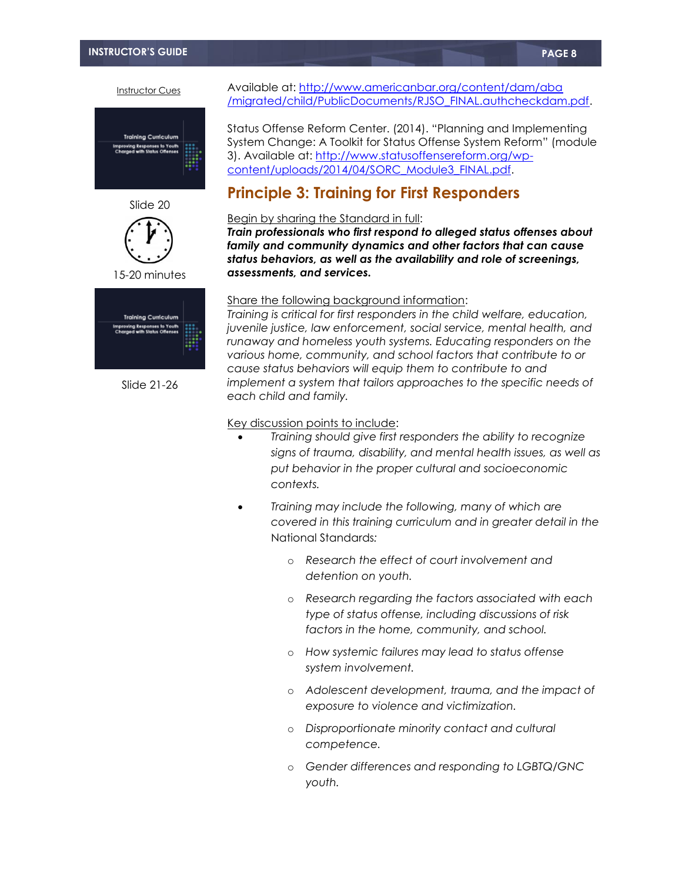Instructor Cues

Slide 20

15-20 minutes

Slide 21-26

Available at: [http://www.americanbar.org/content/dam/aba/migrated/child/PublicDocuments/RJSO_FINAL.authcheckdam.pdf](http://www.americanbar.org/content/dam/aba/migrated/child/PublicDocuments/RJSO_FINAL.authcheckdam.pdf).

Status Offense Reform Center. (2014). "Planning and Implementing System Change: A Toolkit for Status Offense System Reform" (module 3). Available at: [http://www.statusoffensereform.org/wp-content/uploads/2014/04/SORC_Module3_FINAL.pdf](http://www.statusoffensereform.org/wp-content/uploads/2014/04/SORC_Module3_FINAL.pdf).

## Principle 3: Training for First Responders

Begin by sharing the Standard in full:

***Train professionals who first respond to alleged status offenses about family and community dynamics and other factors that can cause status behaviors, as well as the availability and role of screenings, assessments, and services.***

Share the following background information:

*Training is critical for first responders in the child welfare, education, juvenile justice, law enforcement, social service, mental health, and runaway and homeless youth systems. Educating responders on the various home, community, and school factors that contribute to or cause status behaviors will equip them to contribute to and implement a system that tailors approaches to the specific needs of each child and family.*

Key discussion points to include:

- *Training should give first responders the ability to recognize signs of trauma, disability, and mental health issues, as well as put behavior in the proper cultural and socioeconomic contexts.*
- *Training may include the following, many of which are covered in this training curriculum and in greater detail in the* National Standards*:*
  - *Research the effect of court involvement and detention on youth.*
  - *Research regarding the factors associated with each type of status offense, including discussions of risk factors in the home, community, and school.*
  - *How systemic failures may lead to status offense system involvement.*
  - *Adolescent development, trauma, and the impact of exposure to violence and victimization.*
  - *Disproportionate minority contact and cultural competence.*
  - *Gender differences and responding to LGBTQ/GNC youth.*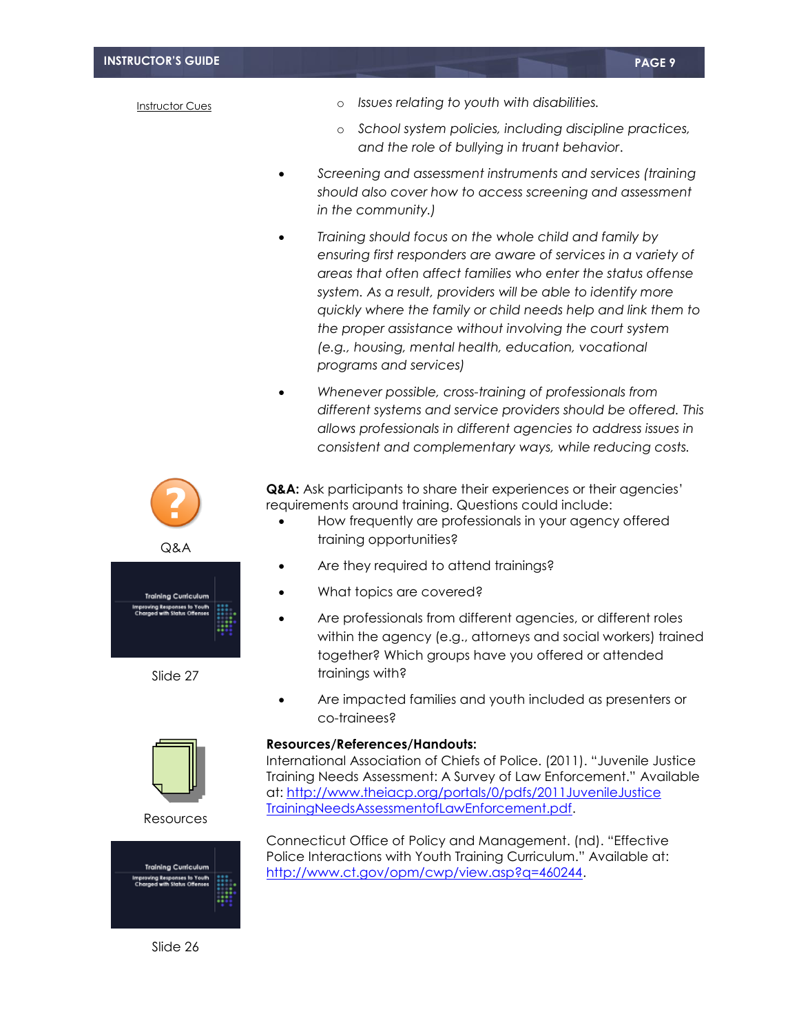Instructor Cues

- *Issues relating to youth with disabilities.*
- *School system policies, including discipline practices, and the role of bullying in truant behavior.*

- *Screening and assessment instruments and services (training should also cover how to access screening and assessment in the community.)*
- *Training should focus on the whole child and family by ensuring first responders are aware of services in a variety of areas that often affect families who enter the status offense system. As a result, providers will be able to identify more quickly where the family or child needs help and link them to the proper assistance without involving the court system (e.g., housing, mental health, education, vocational programs and services)*
- *Whenever possible, cross-training of professionals from different systems and service providers should be offered. This allows professionals in different agencies to address issues in consistent and complementary ways, while reducing costs.*

Q&A

Slide 27

**Q&A:** Ask participants to share their experiences or their agencies' requirements around training. Questions could include:

- How frequently are professionals in your agency offered training opportunities?
- Are they required to attend trainings?
- What topics are covered?
- Are professionals from different agencies, or different roles within the agency (e.g., attorneys and social workers) trained together? Which groups have you offered or attended trainings with?
- Are impacted families and youth included as presenters or co-trainees?

Resources

Slide 26

**Resources/References/Handouts:**
International Association of Chiefs of Police. (2011). "Juvenile Justice Training Needs Assessment: A Survey of Law Enforcement." Available at: http://www.theiacp.org/portals/0/pdfs/2011JuvenileJusticeTrainingNeedsAssessmentofLawEnforcement.pdf.

Connecticut Office of Policy and Management. (nd). "Effective Police Interactions with Youth Training Curriculum." Available at: http://www.ct.gov/opm/cwp/view.asp?q=460244.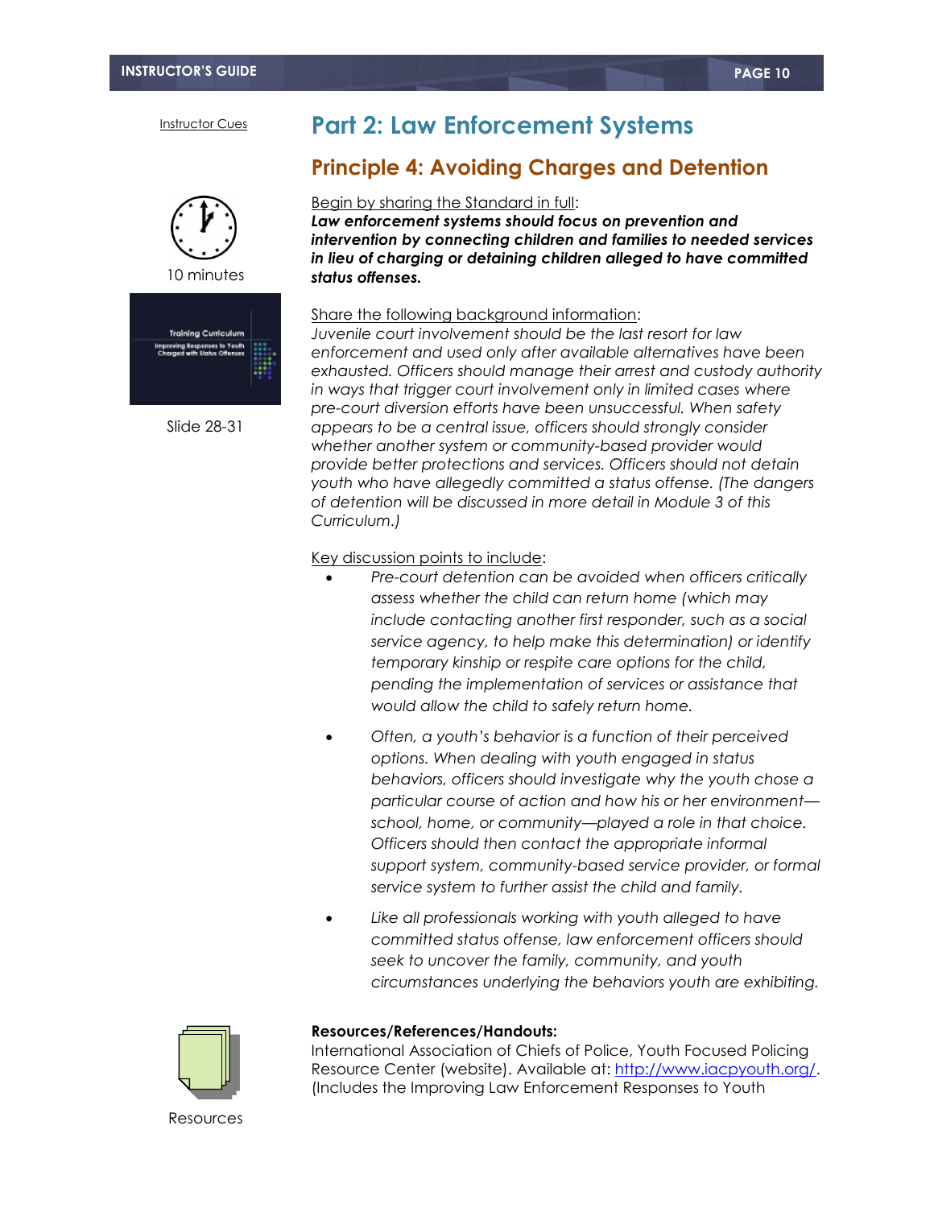Instructor Cues

# Part 2: Law Enforcement Systems

## Principle 4: Avoiding Charges and Detention

10 minutes

Slide 28-31

Begin by sharing the Standard in full:

***Law enforcement systems should focus on prevention and intervention by connecting children and families to needed services in lieu of charging or detaining children alleged to have committed status offenses.***

Share the following background information:

*Juvenile court involvement should be the last resort for law enforcement and used only after available alternatives have been exhausted. Officers should manage their arrest and custody authority in ways that trigger court involvement only in limited cases where pre-court diversion efforts have been unsuccessful. When safety appears to be a central issue, officers should strongly consider whether another system or community-based provider would provide better protections and services. Officers should not detain youth who have allegedly committed a status offense. (The dangers of detention will be discussed in more detail in Module 3 of this Curriculum.)*

Key discussion points to include:

- *Pre-court detention can be avoided when officers critically assess whether the child can return home (which may include contacting another first responder, such as a social service agency, to help make this determination) or identify temporary kinship or respite care options for the child, pending the implementation of services or assistance that would allow the child to safely return home.*
- *Often, a youth's behavior is a function of their perceived options. When dealing with youth engaged in status behaviors, officers should investigate why the youth chose a particular course of action and how his or her environment—school, home, or community—played a role in that choice. Officers should then contact the appropriate informal support system, community-based service provider, or formal service system to further assist the child and family.*
- *Like all professionals working with youth alleged to have committed status offense, law enforcement officers should seek to uncover the family, community, and youth circumstances underlying the behaviors youth are exhibiting.*

Resources

**Resources/References/Handouts:**

International Association of Chiefs of Police, Youth Focused Policing Resource Center (website). Available at: http://www.iacpyouth.org/. (Includes the Improving Law Enforcement Responses to Youth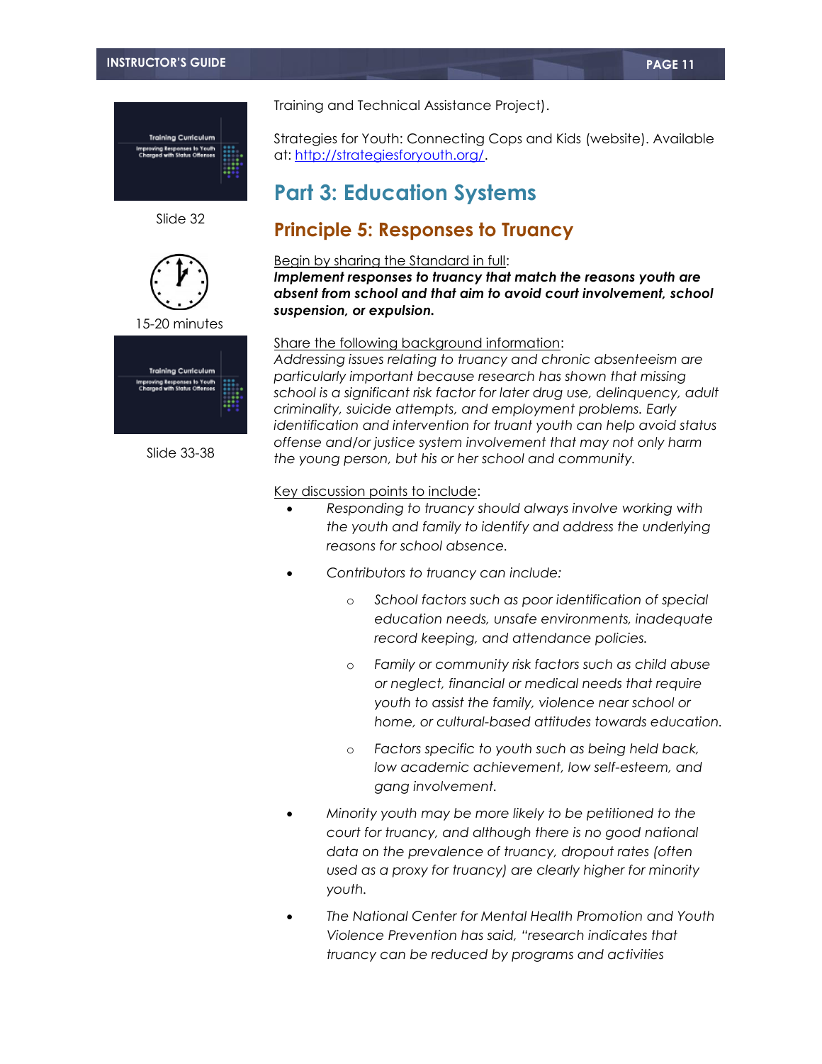Slide 32

15-20 minutes

Slide 33-38

Training and Technical Assistance Project).

Strategies for Youth: Connecting Cops and Kids (website). Available at: http://strategiesforyouth.org/.

# Part 3: Education Systems

## Principle 5: Responses to Truancy

Begin by sharing the Standard in full:
***Implement responses to truancy that match the reasons youth are absent from school and that aim to avoid court involvement, school suspension, or expulsion.***

Share the following background information:
*Addressing issues relating to truancy and chronic absenteeism are particularly important because research has shown that missing school is a significant risk factor for later drug use, delinquency, adult criminality, suicide attempts, and employment problems. Early identification and intervention for truant youth can help avoid status offense and/or justice system involvement that may not only harm the young person, but his or her school and community.*

Key discussion points to include:

- *Responding to truancy should always involve working with the youth and family to identify and address the underlying reasons for school absence.*
- *Contributors to truancy can include:*
  - *School factors such as poor identification of special education needs, unsafe environments, inadequate record keeping, and attendance policies.*
  - *Family or community risk factors such as child abuse or neglect, financial or medical needs that require youth to assist the family, violence near school or home, or cultural-based attitudes towards education.*
  - *Factors specific to youth such as being held back, low academic achievement, low self-esteem, and gang involvement.*
- *Minority youth may be more likely to be petitioned to the court for truancy, and although there is no good national data on the prevalence of truancy, dropout rates (often used as a proxy for truancy) are clearly higher for minority youth.*
- *The National Center for Mental Health Promotion and Youth Violence Prevention has said, "research indicates that truancy can be reduced by programs and activities*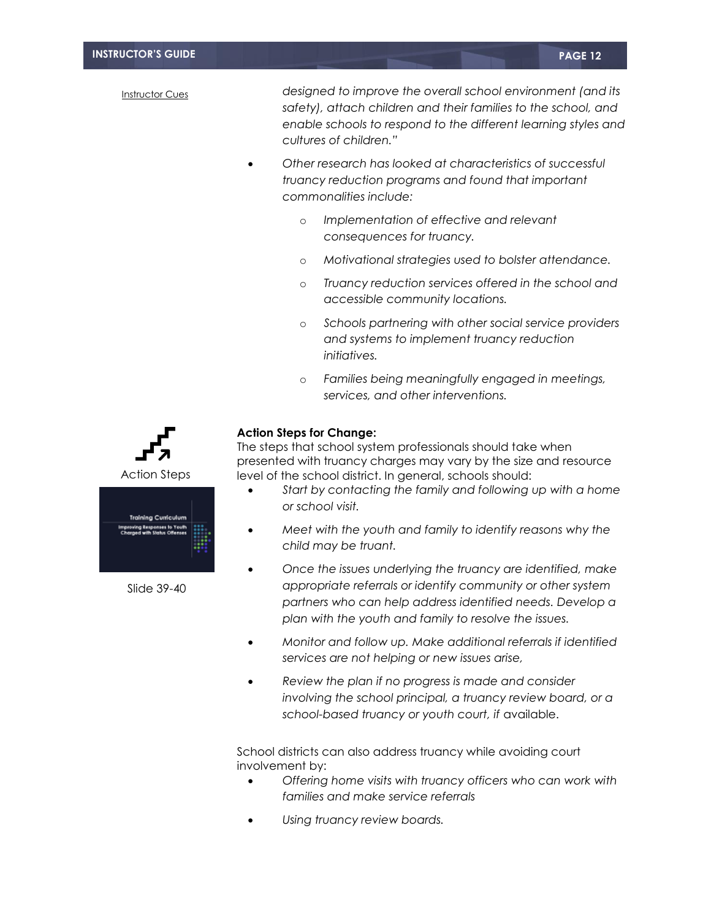Instructor Cues

*designed to improve the overall school environment (and its safety), attach children and their families to the school, and enable schools to respond to the different learning styles and cultures of children."*

- *Other research has looked at characteristics of successful truancy reduction programs and found that important commonalities include:*
  - *Implementation of effective and relevant consequences for truancy.*
  - *Motivational strategies used to bolster attendance.*
  - *Truancy reduction services offered in the school and accessible community locations.*
  - *Schools partnering with other social service providers and systems to implement truancy reduction initiatives.*
  - *Families being meaningfully engaged in meetings, services, and other interventions.*

Action Steps

Slide 39-40

**Action Steps for Change:**
The steps that school system professionals should take when presented with truancy charges may vary by the size and resource level of the school district. In general, schools should:

- *Start by contacting the family and following up with a home or school visit.*
- *Meet with the youth and family to identify reasons why the child may be truant.*
- *Once the issues underlying the truancy are identified, make appropriate referrals or identify community or other system partners who can help address identified needs. Develop a plan with the youth and family to resolve the issues.*
- *Monitor and follow up. Make additional referrals if identified services are not helping or new issues arise,*
- *Review the plan if no progress is made and consider involving the school principal, a truancy review board, or a school-based truancy or youth court, if* available.

School districts can also address truancy while avoiding court involvement by:

- *Offering home visits with truancy officers who can work with families and make service referrals*
- *Using truancy review boards.*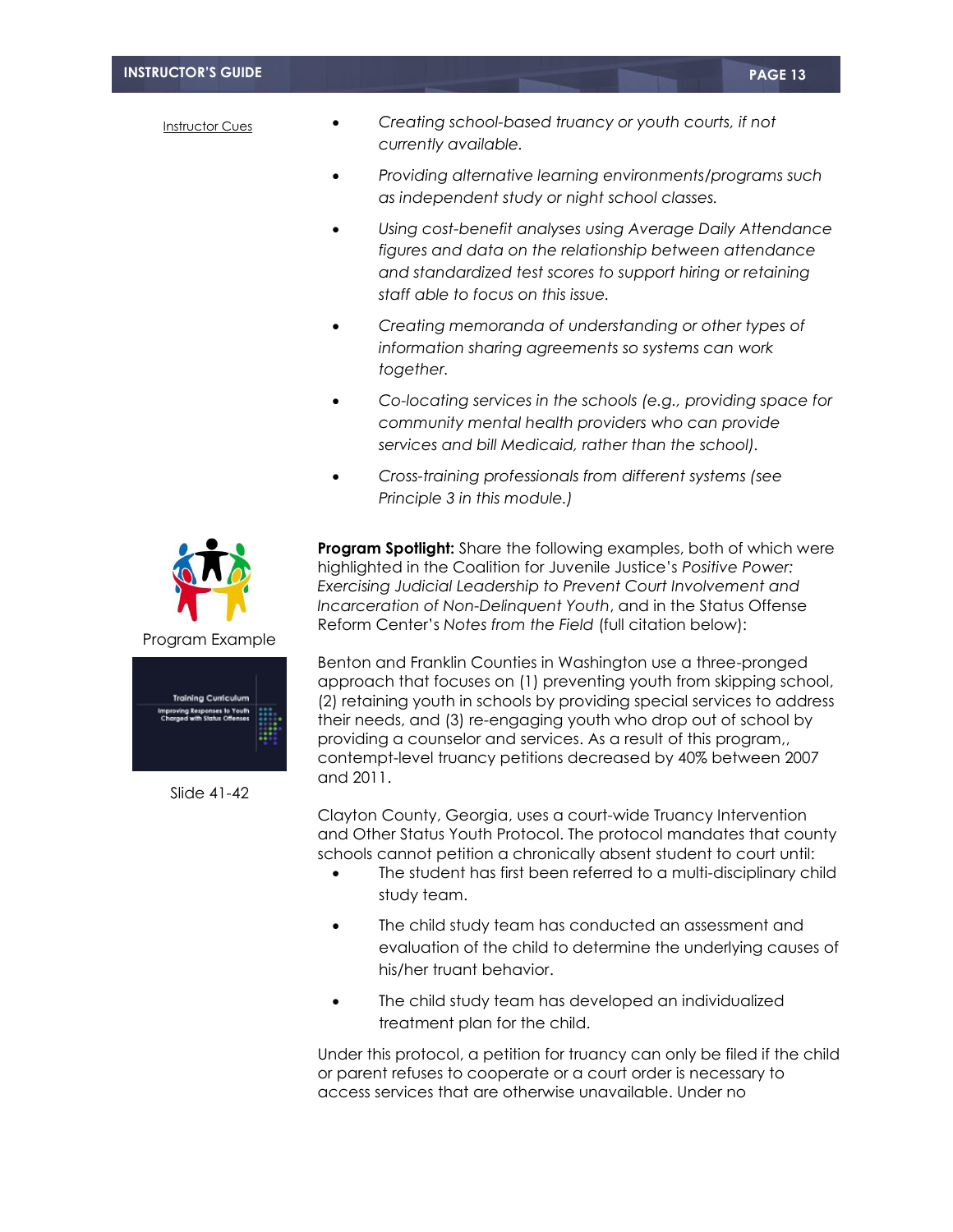Instructor Cues

- *Creating school-based truancy or youth courts, if not currently available.*
- *Providing alternative learning environments/programs such as independent study or night school classes.*
- *Using cost-benefit analyses using Average Daily Attendance figures and data on the relationship between attendance and standardized test scores to support hiring or retaining staff able to focus on this issue.*
- *Creating memoranda of understanding or other types of information sharing agreements so systems can work together.*
- *Co-locating services in the schools (e.g., providing space for community mental health providers who can provide services and bill Medicaid, rather than the school).*
- *Cross-training professionals from different systems (see Principle 3 in this module.)*

Program Example

Slide 41-42

**Program Spotlight:** Share the following examples, both of which were highlighted in the Coalition for Juvenile Justice's *Positive Power: Exercising Judicial Leadership to Prevent Court Involvement and Incarceration of Non-Delinquent Youth*, and in the Status Offense Reform Center's *Notes from the Field* (full citation below):

Benton and Franklin Counties in Washington use a three-pronged approach that focuses on (1) preventing youth from skipping school, (2) retaining youth in schools by providing special services to address their needs, and (3) re-engaging youth who drop out of school by providing a counselor and services. As a result of this program,, contempt-level truancy petitions decreased by 40% between 2007 and 2011.

Clayton County, Georgia, uses a court-wide Truancy Intervention and Other Status Youth Protocol. The protocol mandates that county schools cannot petition a chronically absent student to court until:

- The student has first been referred to a multi-disciplinary child study team.
- The child study team has conducted an assessment and evaluation of the child to determine the underlying causes of his/her truant behavior.
- The child study team has developed an individualized treatment plan for the child.

Under this protocol, a petition for truancy can only be filed if the child or parent refuses to cooperate or a court order is necessary to access services that are otherwise unavailable. Under no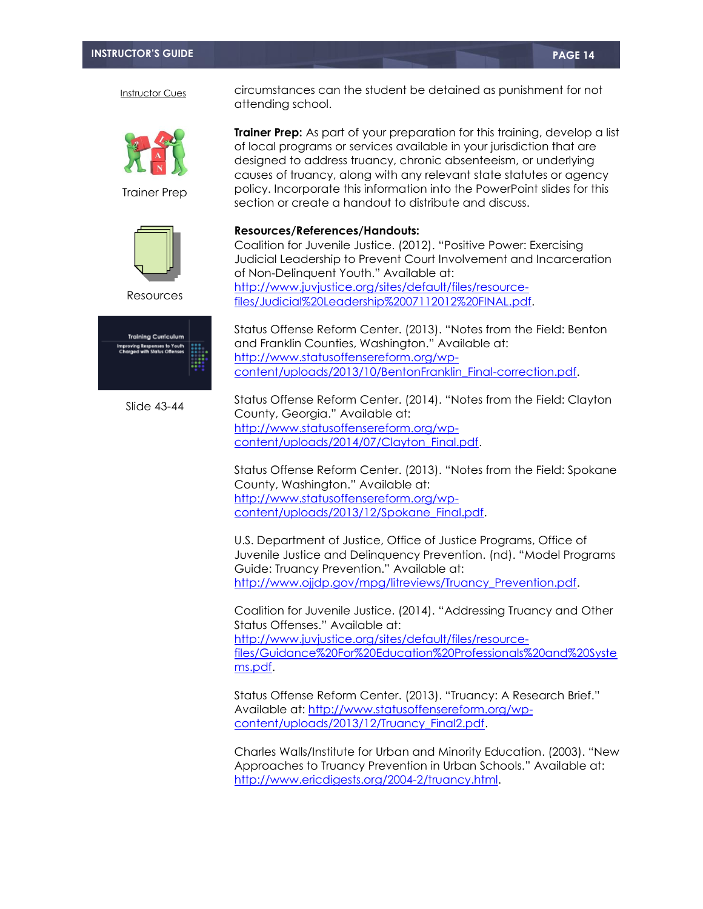Instructor Cues

circumstances can the student be detained as punishment for not attending school.

Trainer Prep

**Trainer Prep:** As part of your preparation for this training, develop a list of local programs or services available in your jurisdiction that are designed to address truancy, chronic absenteeism, or underlying causes of truancy, along with any relevant state statutes or agency policy. Incorporate this information into the PowerPoint slides for this section or create a handout to distribute and discuss.

Resources

Slide 43-44

**Resources/References/Handouts:**

Coalition for Juvenile Justice. (2012). "Positive Power: Exercising Judicial Leadership to Prevent Court Involvement and Incarceration of Non-Delinquent Youth." Available at: http://www.juvjustice.org/sites/default/files/resource-files/Judicial%20Leadership%2007112012%20FINAL.pdf.

Status Offense Reform Center. (2013). "Notes from the Field: Benton and Franklin Counties, Washington." Available at: http://www.statusoffensereform.org/wp-content/uploads/2013/10/BentonFranklin_Final-correction.pdf.

Status Offense Reform Center. (2014). "Notes from the Field: Clayton County, Georgia." Available at: http://www.statusoffensereform.org/wp-content/uploads/2014/07/Clayton_Final.pdf.

Status Offense Reform Center. (2013). "Notes from the Field: Spokane County, Washington." Available at: http://www.statusoffensereform.org/wp-content/uploads/2013/12/Spokane_Final.pdf.

U.S. Department of Justice, Office of Justice Programs, Office of Juvenile Justice and Delinquency Prevention. (nd). "Model Programs Guide: Truancy Prevention." Available at: http://www.ojjdp.gov/mpg/litreviews/Truancy_Prevention.pdf.

Coalition for Juvenile Justice. (2014). "Addressing Truancy and Other Status Offenses." Available at: http://www.juvjustice.org/sites/default/files/resource-files/Guidance%20For%20Education%20Professionals%20and%20Systems.pdf.

Status Offense Reform Center. (2013). "Truancy: A Research Brief." Available at: http://www.statusoffensereform.org/wp-content/uploads/2013/12/Truancy_Final2.pdf.

Charles Walls/Institute for Urban and Minority Education. (2003). "New Approaches to Truancy Prevention in Urban Schools." Available at: http://www.ericdigests.org/2004-2/truancy.html.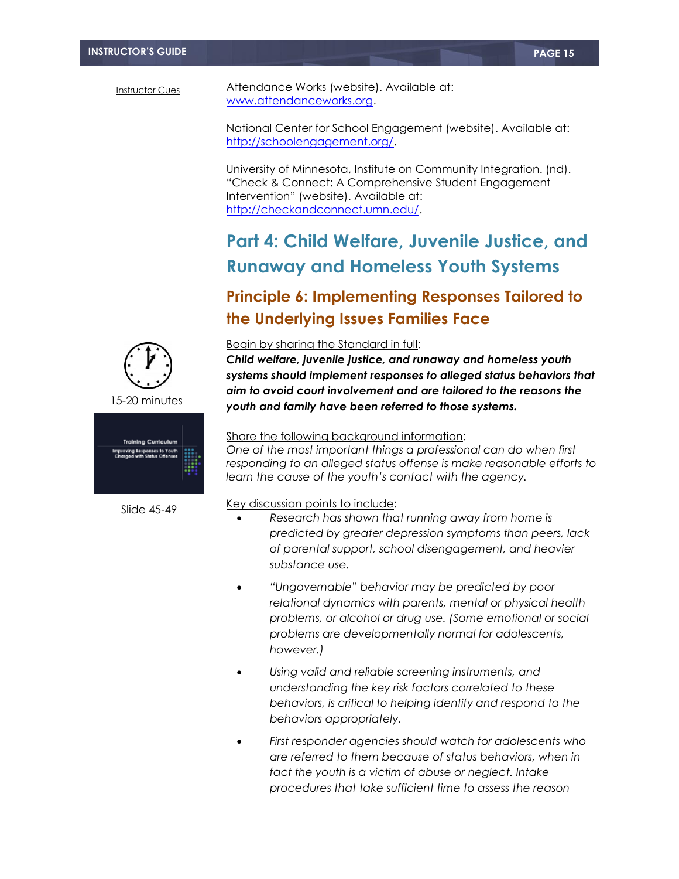Instructor Cues

Attendance Works (website). Available at: www.attendanceworks.org.

National Center for School Engagement (website). Available at: http://schoolengagement.org/.

University of Minnesota, Institute on Community Integration. (nd). "Check & Connect: A Comprehensive Student Engagement Intervention" (website). Available at: http://checkandconnect.umn.edu/.

## Part 4: Child Welfare, Juvenile Justice, and Runaway and Homeless Youth Systems

### Principle 6: Implementing Responses Tailored to the Underlying Issues Families Face

15-20 minutes

Slide 45-49

Begin by sharing the Standard in full:

***Child welfare, juvenile justice, and runaway and homeless youth systems should implement responses to alleged status behaviors that aim to avoid court involvement and are tailored to the reasons the youth and family have been referred to those systems.***

Share the following background information:

*One of the most important things a professional can do when first responding to an alleged status offense is make reasonable efforts to learn the cause of the youth's contact with the agency.*

Key discussion points to include:

- *Research has shown that running away from home is predicted by greater depression symptoms than peers, lack of parental support, school disengagement, and heavier substance use.*
- *"Ungovernable" behavior may be predicted by poor relational dynamics with parents, mental or physical health problems, or alcohol or drug use. (Some emotional or social problems are developmentally normal for adolescents, however.)*
- *Using valid and reliable screening instruments, and understanding the key risk factors correlated to these behaviors, is critical to helping identify and respond to the behaviors appropriately.*
- *First responder agencies should watch for adolescents who are referred to them because of status behaviors, when in fact the youth is a victim of abuse or neglect. Intake procedures that take sufficient time to assess the reason*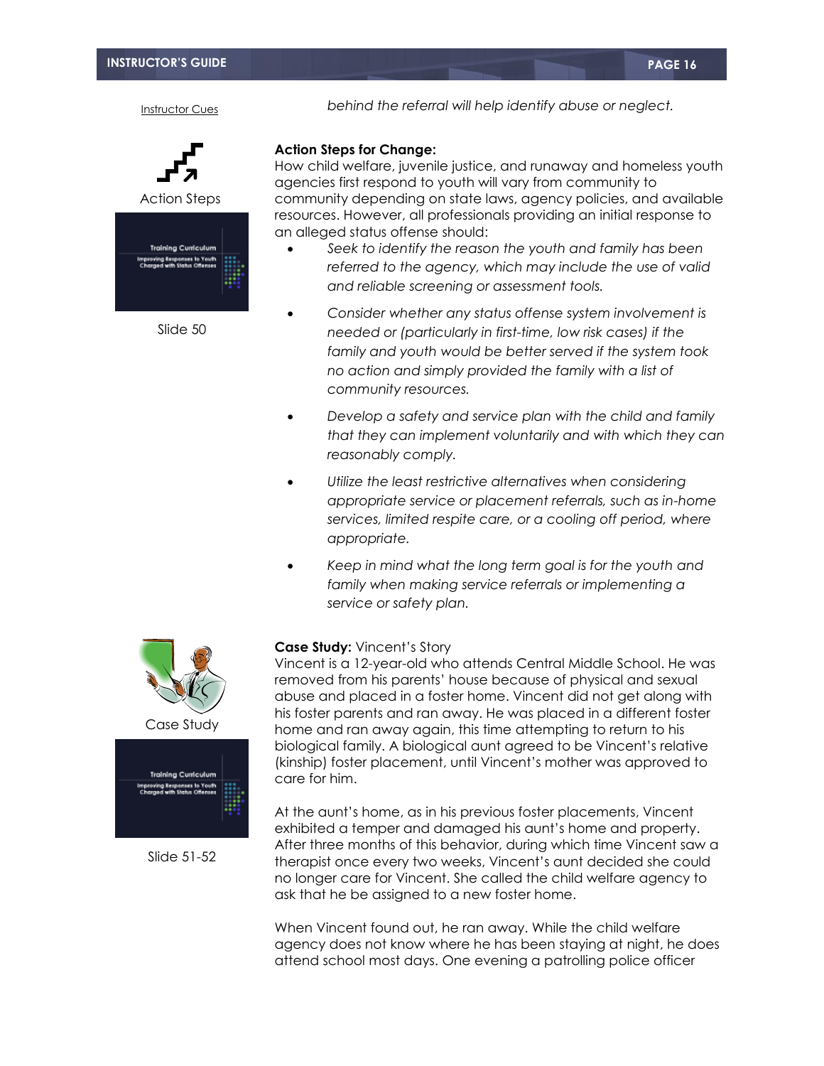Instructor Cues

*behind the referral will help identify abuse or neglect.*

Action Steps

Slide 50

**Action Steps for Change:**

How child welfare, juvenile justice, and runaway and homeless youth agencies first respond to youth will vary from community to community depending on state laws, agency policies, and available resources. However, all professionals providing an initial response to an alleged status offense should:

- *Seek to identify the reason the youth and family has been referred to the agency, which may include the use of valid and reliable screening or assessment tools.*
- *Consider whether any status offense system involvement is needed or (particularly in first-time, low risk cases) if the family and youth would be better served if the system took no action and simply provided the family with a list of community resources.*
- *Develop a safety and service plan with the child and family that they can implement voluntarily and with which they can reasonably comply.*
- *Utilize the least restrictive alternatives when considering appropriate service or placement referrals, such as in-home services, limited respite care, or a cooling off period, where appropriate.*
- *Keep in mind what the long term goal is for the youth and family when making service referrals or implementing a service or safety plan.*

Case Study

Slide 51-52

**Case Study:** Vincent's Story

Vincent is a 12-year-old who attends Central Middle School. He was removed from his parents' house because of physical and sexual abuse and placed in a foster home. Vincent did not get along with his foster parents and ran away. He was placed in a different foster home and ran away again, this time attempting to return to his biological family. A biological aunt agreed to be Vincent's relative (kinship) foster placement, until Vincent's mother was approved to care for him.

At the aunt's home, as in his previous foster placements, Vincent exhibited a temper and damaged his aunt's home and property. After three months of this behavior, during which time Vincent saw a therapist once every two weeks, Vincent's aunt decided she could no longer care for Vincent. She called the child welfare agency to ask that he be assigned to a new foster home.

When Vincent found out, he ran away. While the child welfare agency does not know where he has been staying at night, he does attend school most days. One evening a patrolling police officer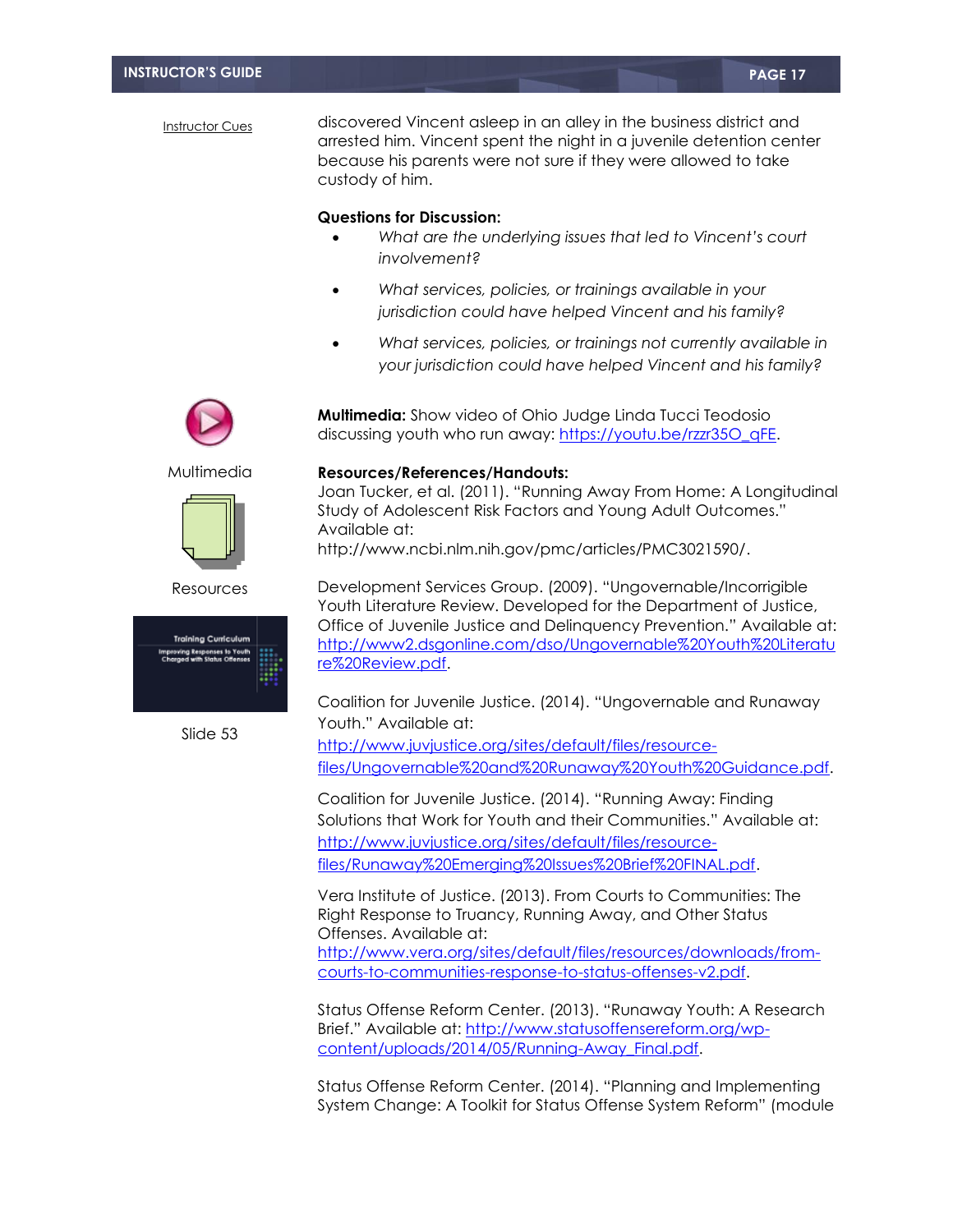Instructor Cues

discovered Vincent asleep in an alley in the business district and arrested him. Vincent spent the night in a juvenile detention center because his parents were not sure if they were allowed to take custody of him.

**Questions for Discussion:**

- *What are the underlying issues that led to Vincent's court involvement?*
- *What services, policies, or trainings available in your jurisdiction could have helped Vincent and his family?*
- *What services, policies, or trainings not currently available in your jurisdiction could have helped Vincent and his family?*

Multimedia

**Multimedia:** Show video of Ohio Judge Linda Tucci Teodosio discussing youth who run away: https://youtu.be/rzzr35O_qFE.

Resources

**Resources/References/Handouts:**

Joan Tucker, et al. (2011). "Running Away From Home: A Longitudinal Study of Adolescent Risk Factors and Young Adult Outcomes." Available at: http://www.ncbi.nlm.nih.gov/pmc/articles/PMC3021590/.

Slide 53

Development Services Group. (2009). "Ungovernable/Incorrigible Youth Literature Review. Developed for the Department of Justice, Office of Juvenile Justice and Delinquency Prevention." Available at: http://www2.dsgonline.com/dso/Ungovernable%20Youth%20Literature%20Review.pdf.

Coalition for Juvenile Justice. (2014). "Ungovernable and Runaway Youth." Available at: http://www.juvjustice.org/sites/default/files/resource-files/Ungovernable%20and%20Runaway%20Youth%20Guidance.pdf.

Coalition for Juvenile Justice. (2014). "Running Away: Finding Solutions that Work for Youth and their Communities." Available at: http://www.juvjustice.org/sites/default/files/resource-files/Runaway%20Emerging%20Issues%20Brief%20FINAL.pdf.

Vera Institute of Justice. (2013). From Courts to Communities: The Right Response to Truancy, Running Away, and Other Status Offenses. Available at: http://www.vera.org/sites/default/files/resources/downloads/from-courts-to-communities-response-to-status-offenses-v2.pdf.

Status Offense Reform Center. (2013). "Runaway Youth: A Research Brief." Available at: http://www.statusoffensereform.org/wp-content/uploads/2014/05/Running-Away_Final.pdf.

Status Offense Reform Center. (2014). "Planning and Implementing System Change: A Toolkit for Status Offense System Reform" (module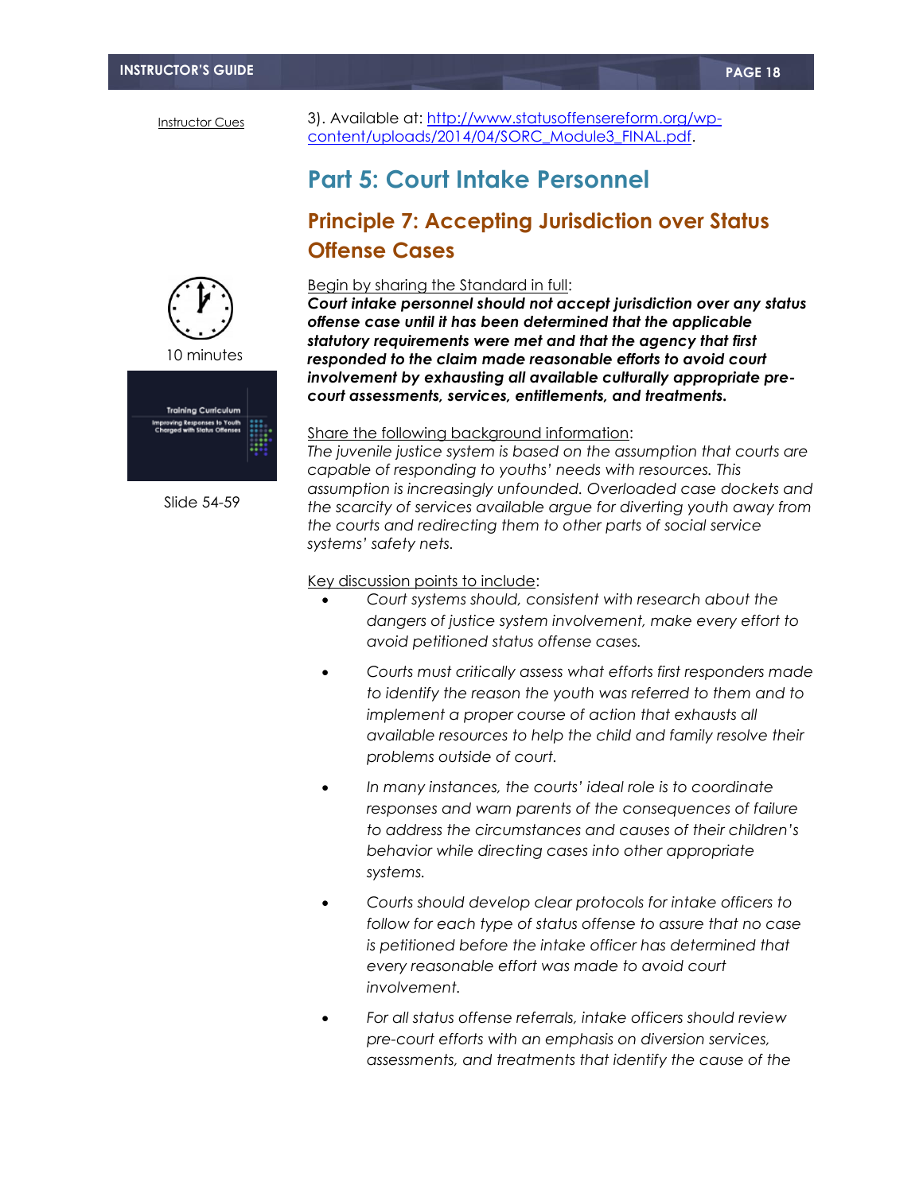Instructor Cues

3). Available at: [http://www.statusoffensereform.org/wp-content/uploads/2014/04/SORC_Module3_FINAL.pdf](http://www.statusoffensereform.org/wp-content/uploads/2014/04/SORC_Module3_FINAL.pdf).

## Part 5: Court Intake Personnel

### Principle 7: Accepting Jurisdiction over Status Offense Cases

10 minutes

Slide 54-59

Begin by sharing the Standard in full:

***Court intake personnel should not accept jurisdiction over any status offense case until it has been determined that the applicable statutory requirements were met and that the agency that first responded to the claim made reasonable efforts to avoid court involvement by exhausting all available culturally appropriate pre-court assessments, services, entitlements, and treatments.***

Share the following background information:

*The juvenile justice system is based on the assumption that courts are capable of responding to youths' needs with resources. This assumption is increasingly unfounded. Overloaded case dockets and the scarcity of services available argue for diverting youth away from the courts and redirecting them to other parts of social service systems' safety nets.*

Key discussion points to include:

- *Court systems should, consistent with research about the dangers of justice system involvement, make every effort to avoid petitioned status offense cases.*
- *Courts must critically assess what efforts first responders made to identify the reason the youth was referred to them and to implement a proper course of action that exhausts all available resources to help the child and family resolve their problems outside of court.*
- *In many instances, the courts' ideal role is to coordinate responses and warn parents of the consequences of failure to address the circumstances and causes of their children's behavior while directing cases into other appropriate systems.*
- *Courts should develop clear protocols for intake officers to follow for each type of status offense to assure that no case is petitioned before the intake officer has determined that every reasonable effort was made to avoid court involvement.*
- *For all status offense referrals, intake officers should review pre-court efforts with an emphasis on diversion services, assessments, and treatments that identify the cause of the*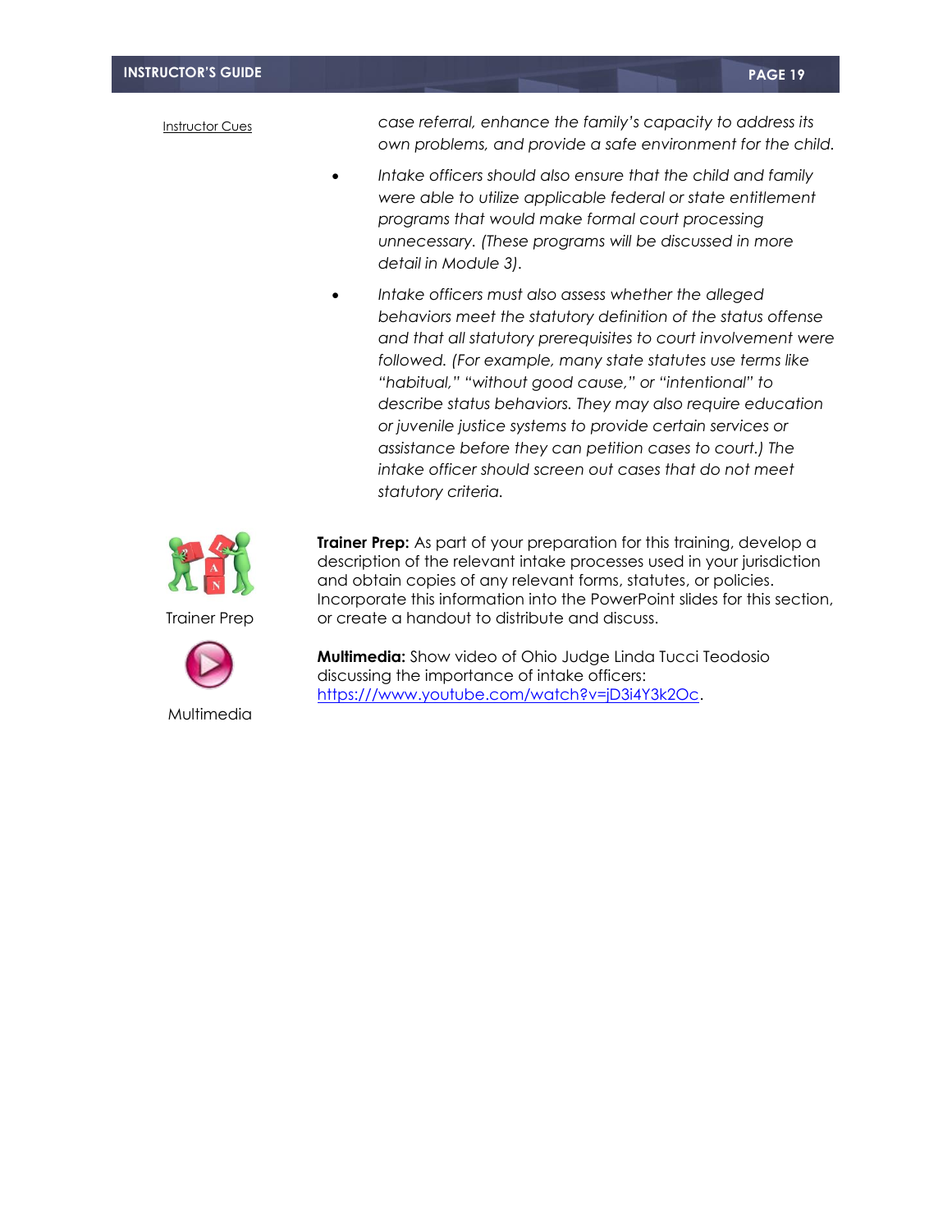Instructor Cues

*case referral, enhance the family's capacity to address its own problems, and provide a safe environment for the child.*

- *Intake officers should also ensure that the child and family were able to utilize applicable federal or state entitlement programs that would make formal court processing unnecessary. (These programs will be discussed in more detail in Module 3).*
- *Intake officers must also assess whether the alleged behaviors meet the statutory definition of the status offense and that all statutory prerequisites to court involvement were followed. (For example, many state statutes use terms like "habitual," "without good cause," or "intentional" to describe status behaviors. They may also require education or juvenile justice systems to provide certain services or assistance before they can petition cases to court.) The intake officer should screen out cases that do not meet statutory criteria.*

Trainer Prep

**Trainer Prep:** As part of your preparation for this training, develop a description of the relevant intake processes used in your jurisdiction and obtain copies of any relevant forms, statutes, or policies. Incorporate this information into the PowerPoint slides for this section, or create a handout to distribute and discuss.

Multimedia

**Multimedia:** Show video of Ohio Judge Linda Tucci Teodosio discussing the importance of intake officers: https://www.youtube.com/watch?v=jD3i4Y3k2Oc.